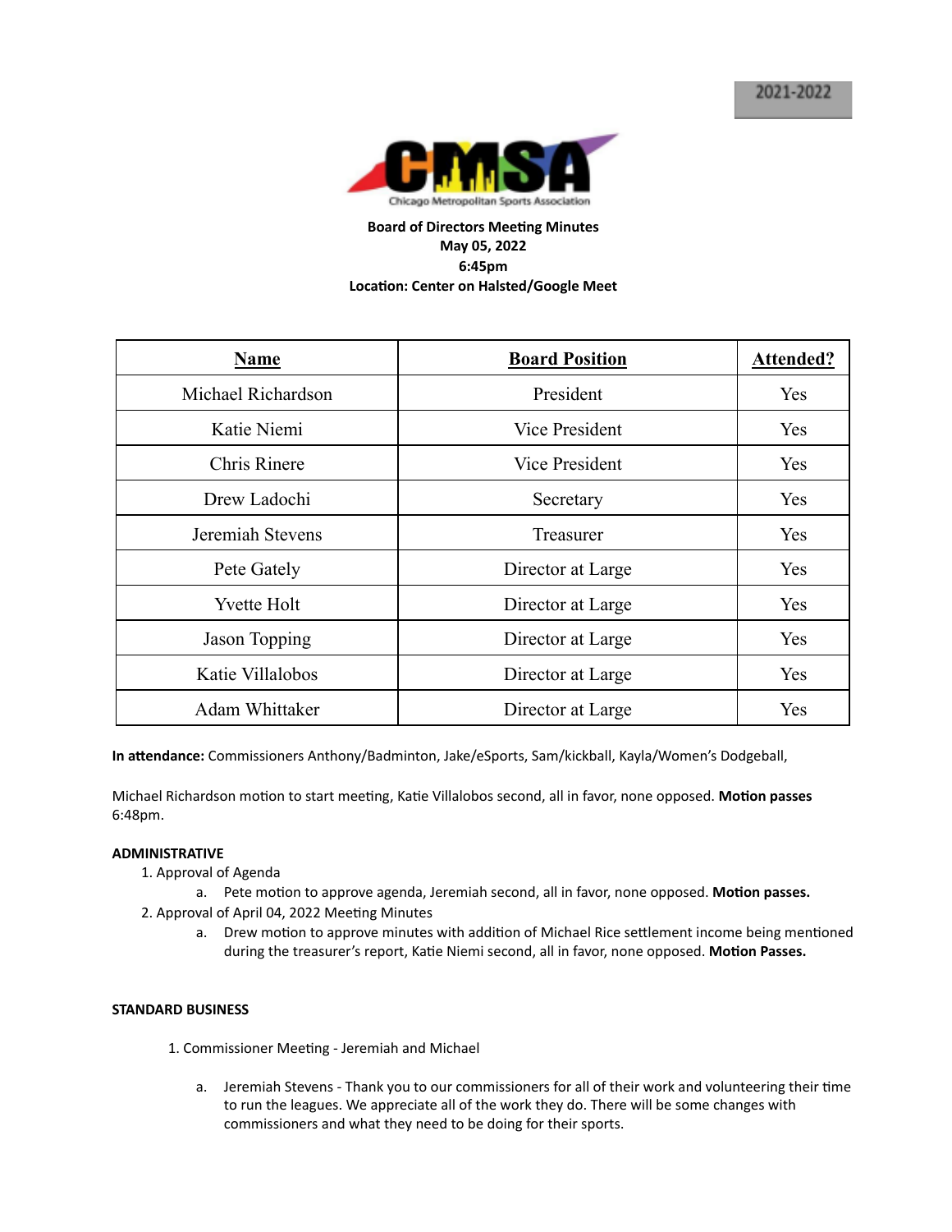2021-2022

Chicago Metropolitan Sports Association

**Board of Directors Meeting Minutes**
**May 05, 2022**
**6:45pm**
**Location: Center on Halsted/Google Meet**

| Name | Board Position | Attended? |
|---|---|---|
| Michael Richardson | President | Yes |
| Katie Niemi | Vice President | Yes |
| Chris Rinere | Vice President | Yes |
| Drew Ladochi | Secretary | Yes |
| Jeremiah Stevens | Treasurer | Yes |
| Pete Gately | Director at Large | Yes |
| Yvette Holt | Director at Large | Yes |
| Jason Topping | Director at Large | Yes |
| Katie Villalobos | Director at Large | Yes |
| Adam Whittaker | Director at Large | Yes |

**In attendance:** Commissioners Anthony/Badminton, Jake/eSports, Sam/kickball, Kayla/Women's Dodgeball,

Michael Richardson motion to start meeting, Katie Villalobos second, all in favor, none opposed. **Motion passes** 6:48pm.

**ADMINISTRATIVE**

1. Approval of Agenda
   a. Pete motion to approve agenda, Jeremiah second, all in favor, none opposed. **Motion passes.**
2. Approval of April 04, 2022 Meeting Minutes
   a. Drew motion to approve minutes with addition of Michael Rice settlement income being mentioned during the treasurer's report, Katie Niemi second, all in favor, none opposed. **Motion Passes.**

**STANDARD BUSINESS**

1. Commissioner Meeting - Jeremiah and Michael
   a. Jeremiah Stevens - Thank you to our commissioners for all of their work and volunteering their time to run the leagues. We appreciate all of the work they do. There will be some changes with commissioners and what they need to be doing for their sports.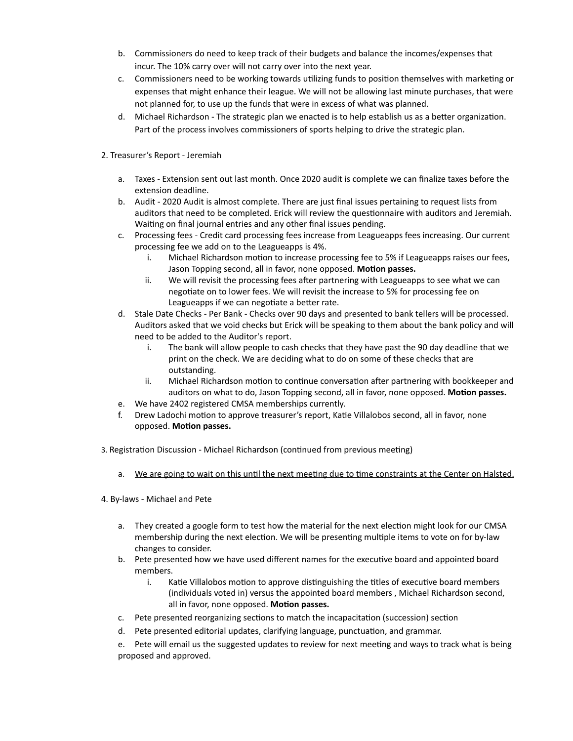b. Commissioners do need to keep track of their budgets and balance the incomes/expenses that incur. The 10% carry over will not carry over into the next year.
c. Commissioners need to be working towards utilizing funds to position themselves with marketing or expenses that might enhance their league. We will not be allowing last minute purchases, that were not planned for, to use up the funds that were in excess of what was planned.
d. Michael Richardson - The strategic plan we enacted is to help establish us as a better organization. Part of the process involves commissioners of sports helping to drive the strategic plan.

2. Treasurer's Report - Jeremiah

   a. Taxes - Extension sent out last month. Once 2020 audit is complete we can finalize taxes before the extension deadline.
   b. Audit - 2020 Audit is almost complete. There are just final issues pertaining to request lists from auditors that need to be completed. Erick will review the questionnaire with auditors and Jeremiah. Waiting on final journal entries and any other final issues pending.
   c. Processing fees - Credit card processing fees increase from Leagueapps fees increasing. Our current processing fee we add on to the Leagueapps is 4%.
      i. Michael Richardson motion to increase processing fee to 5% if Leagueapps raises our fees, Jason Topping second, all in favor, none opposed. **Motion passes.**
      ii. We will revisit the processing fees after partnering with Leagueapps to see what we can negotiate on to lower fees. We will revisit the increase to 5% for processing fee on Leagueapps if we can negotiate a better rate.
   d. Stale Date Checks - Per Bank - Checks over 90 days and presented to bank tellers will be processed. Auditors asked that we void checks but Erick will be speaking to them about the bank policy and will need to be added to the Auditor's report.
      i. The bank will allow people to cash checks that they have past the 90 day deadline that we print on the check. We are deciding what to do on some of these checks that are outstanding.
      ii. Michael Richardson motion to continue conversation after partnering with bookkeeper and auditors on what to do, Jason Topping second, all in favor, none opposed. **Motion passes.**
   e. We have 2402 registered CMSA memberships currently.
   f. Drew Ladochi motion to approve treasurer's report, Katie Villalobos second, all in favor, none opposed. **Motion passes.**

3. Registration Discussion - Michael Richardson (continued from previous meeting)

   a. <u>We are going to wait on this until the next meeting due to time constraints at the Center on Halsted.</u>

4. By-laws - Michael and Pete

   a. They created a google form to test how the material for the next election might look for our CMSA membership during the next election. We will be presenting multiple items to vote on for by-law changes to consider.
   b. Pete presented how we have used different names for the executive board and appointed board members.
      i. Katie Villalobos motion to approve distinguishing the titles of executive board members (individuals voted in) versus the appointed board members , Michael Richardson second, all in favor, none opposed. **Motion passes.**
   c. Pete presented reorganizing sections to match the incapacitation (succession) section
   d. Pete presented editorial updates, clarifying language, punctuation, and grammar.
   e. Pete will email us the suggested updates to review for next meeting and ways to track what is being proposed and approved.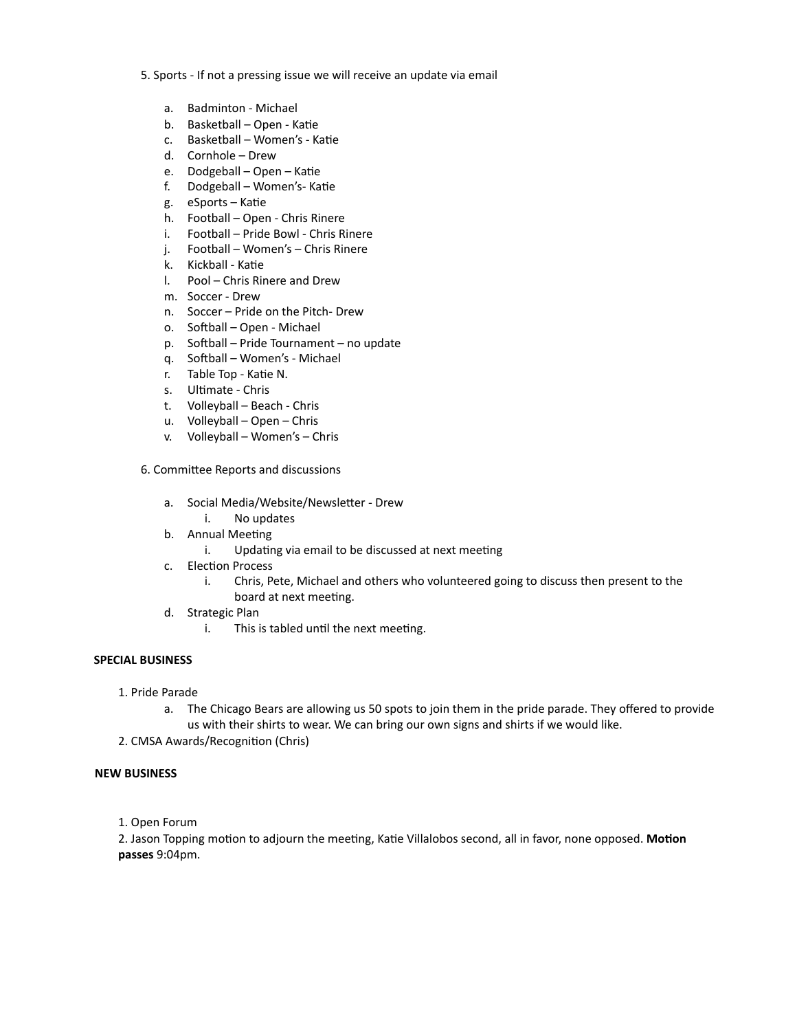5. Sports - If not a pressing issue we will receive an update via email

   a. Badminton - Michael
   b. Basketball – Open - Katie
   c. Basketball – Women's - Katie
   d. Cornhole – Drew
   e. Dodgeball – Open – Katie
   f. Dodgeball – Women's- Katie
   g. eSports – Katie
   h. Football – Open - Chris Rinere
   i. Football – Pride Bowl - Chris Rinere
   j. Football – Women's – Chris Rinere
   k. Kickball - Katie
   l. Pool – Chris Rinere and Drew
   m. Soccer - Drew
   n. Soccer – Pride on the Pitch- Drew
   o. Softball – Open - Michael
   p. Softball – Pride Tournament – no update
   q. Softball – Women's - Michael
   r. Table Top - Katie N.
   s. Ultimate - Chris
   t. Volleyball – Beach - Chris
   u. Volleyball – Open – Chris
   v. Volleyball – Women's – Chris

6. Committee Reports and discussions

   a. Social Media/Website/Newsletter - Drew
      i. No updates
   b. Annual Meeting
      i. Updating via email to be discussed at next meeting
   c. Election Process
      i. Chris, Pete, Michael and others who volunteered going to discuss then present to the board at next meeting.
   d. Strategic Plan
      i. This is tabled until the next meeting.

**SPECIAL BUSINESS**

1. Pride Parade
   a. The Chicago Bears are allowing us 50 spots to join them in the pride parade. They offered to provide us with their shirts to wear. We can bring our own signs and shirts if we would like.
2. CMSA Awards/Recognition (Chris)

**NEW BUSINESS**

1. Open Forum
2. Jason Topping motion to adjourn the meeting, Katie Villalobos second, all in favor, none opposed. **Motion passes** 9:04pm.